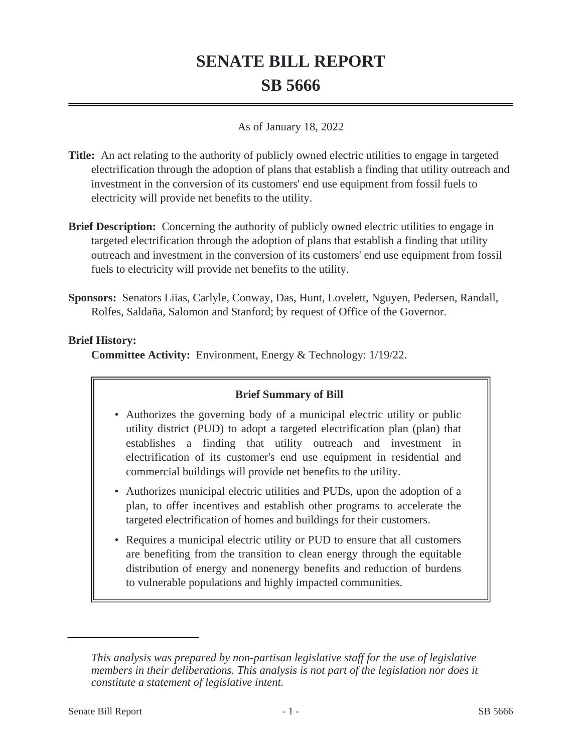# SENATE BILL REPORT

# SB 5666

As of January 18, 2022

**Title:** An act relating to the authority of publicly owned electric utilities to engage in targeted electrification through the adoption of plans that establish a finding that utility outreach and investment in the conversion of its customers' end use equipment from fossil fuels to electricity will provide net benefits to the utility.

**Brief Description:** Concerning the authority of publicly owned electric utilities to engage in targeted electrification through the adoption of plans that establish a finding that utility outreach and investment in the conversion of its customers' end use equipment from fossil fuels to electricity will provide net benefits to the utility.

**Sponsors:** Senators Liias, Carlyle, Conway, Das, Hunt, Lovelett, Nguyen, Pedersen, Randall, Rolfes, Saldaña, Salomon and Stanford; by request of Office of the Governor.

**Brief History:**

**Committee Activity:** Environment, Energy & Technology: 1/19/22.

**Brief Summary of Bill**

- Authorizes the governing body of a municipal electric utility or public utility district (PUD) to adopt a targeted electrification plan (plan) that establishes a finding that utility outreach and investment in electrification of its customer's end use equipment in residential and commercial buildings will provide net benefits to the utility.
- Authorizes municipal electric utilities and PUDs, upon the adoption of a plan, to offer incentives and establish other programs to accelerate the targeted electrification of homes and buildings for their customers.
- Requires a municipal electric utility or PUD to ensure that all customers are benefiting from the transition to clean energy through the equitable distribution of energy and nonenergy benefits and reduction of burdens to vulnerable populations and highly impacted communities.

*This analysis was prepared by non-partisan legislative staff for the use of legislative members in their deliberations. This analysis is not part of the legislation nor does it constitute a statement of legislative intent.*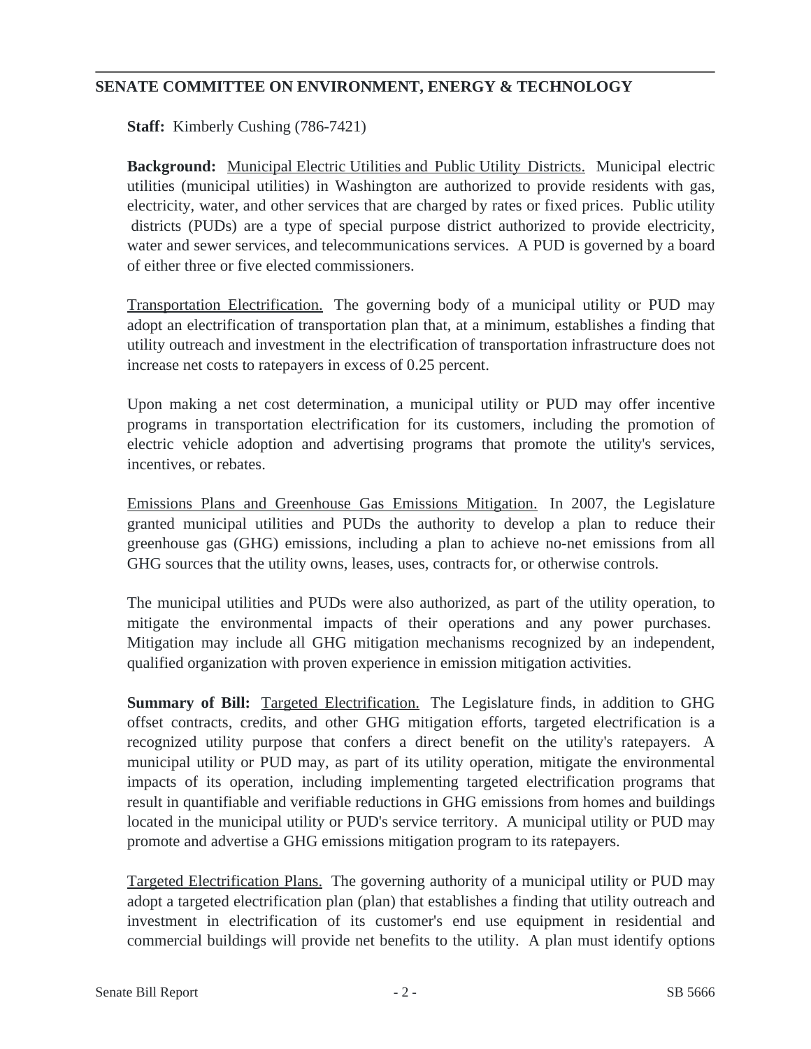## SENATE COMMITTEE ON ENVIRONMENT, ENERGY & TECHNOLOGY

**Staff:** Kimberly Cushing (786-7421)

**Background:** Municipal Electric Utilities and Public Utility Districts. Municipal electric utilities (municipal utilities) in Washington are authorized to provide residents with gas, electricity, water, and other services that are charged by rates or fixed prices. Public utility districts (PUDs) are a type of special purpose district authorized to provide electricity, water and sewer services, and telecommunications services. A PUD is governed by a board of either three or five elected commissioners.

Transportation Electrification. The governing body of a municipal utility or PUD may adopt an electrification of transportation plan that, at a minimum, establishes a finding that utility outreach and investment in the electrification of transportation infrastructure does not increase net costs to ratepayers in excess of 0.25 percent.

Upon making a net cost determination, a municipal utility or PUD may offer incentive programs in transportation electrification for its customers, including the promotion of electric vehicle adoption and advertising programs that promote the utility's services, incentives, or rebates.

Emissions Plans and Greenhouse Gas Emissions Mitigation. In 2007, the Legislature granted municipal utilities and PUDs the authority to develop a plan to reduce their greenhouse gas (GHG) emissions, including a plan to achieve no-net emissions from all GHG sources that the utility owns, leases, uses, contracts for, or otherwise controls.

The municipal utilities and PUDs were also authorized, as part of the utility operation, to mitigate the environmental impacts of their operations and any power purchases. Mitigation may include all GHG mitigation mechanisms recognized by an independent, qualified organization with proven experience in emission mitigation activities.

**Summary of Bill:** Targeted Electrification. The Legislature finds, in addition to GHG offset contracts, credits, and other GHG mitigation efforts, targeted electrification is a recognized utility purpose that confers a direct benefit on the utility's ratepayers. A municipal utility or PUD may, as part of its utility operation, mitigate the environmental impacts of its operation, including implementing targeted electrification programs that result in quantifiable and verifiable reductions in GHG emissions from homes and buildings located in the municipal utility or PUD's service territory. A municipal utility or PUD may promote and advertise a GHG emissions mitigation program to its ratepayers.

Targeted Electrification Plans. The governing authority of a municipal utility or PUD may adopt a targeted electrification plan (plan) that establishes a finding that utility outreach and investment in electrification of its customer's end use equipment in residential and commercial buildings will provide net benefits to the utility. A plan must identify options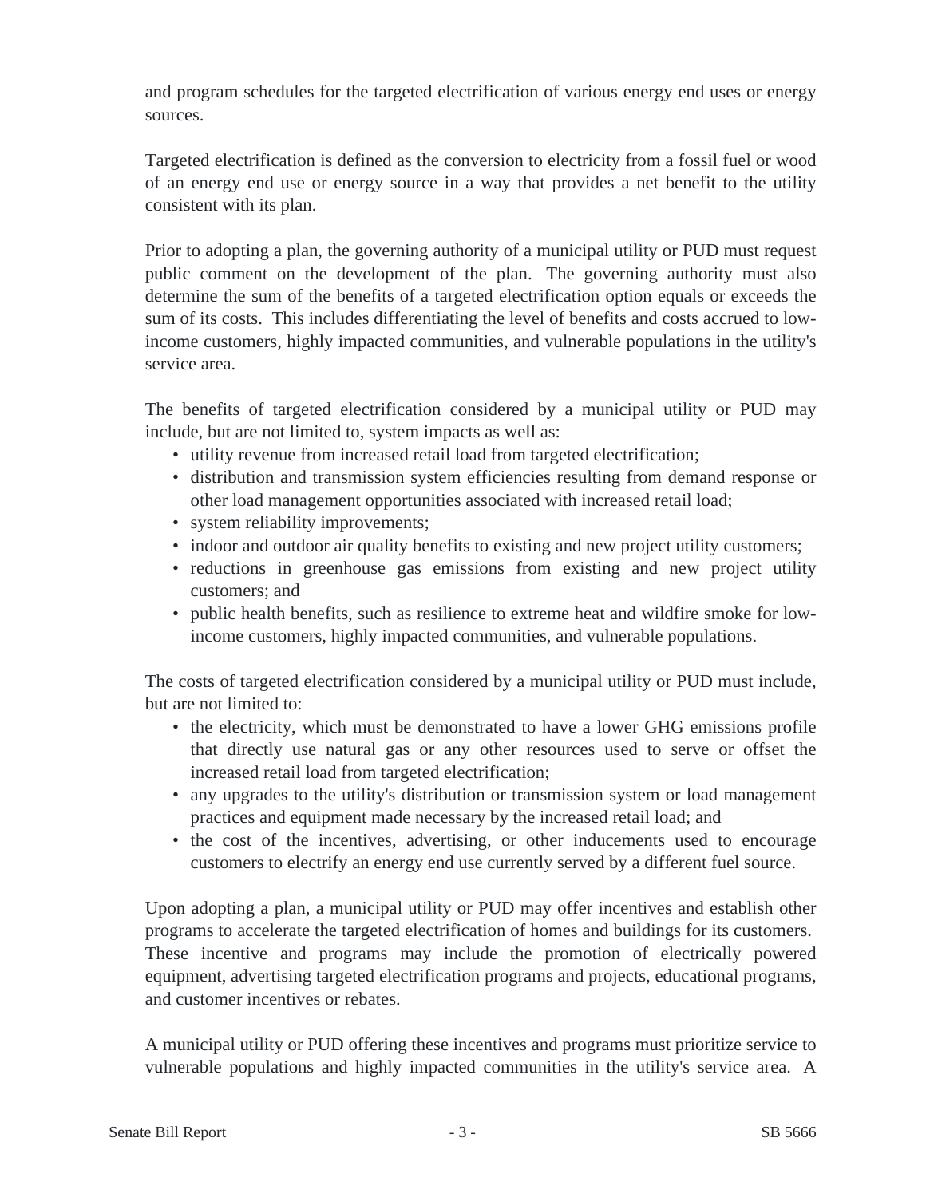and program schedules for the targeted electrification of various energy end uses or energy sources.

Targeted electrification is defined as the conversion to electricity from a fossil fuel or wood of an energy end use or energy source in a way that provides a net benefit to the utility consistent with its plan.

Prior to adopting a plan, the governing authority of a municipal utility or PUD must request public comment on the development of the plan. The governing authority must also determine the sum of the benefits of a targeted electrification option equals or exceeds the sum of its costs. This includes differentiating the level of benefits and costs accrued to low-income customers, highly impacted communities, and vulnerable populations in the utility's service area.

The benefits of targeted electrification considered by a municipal utility or PUD may include, but are not limited to, system impacts as well as:

- utility revenue from increased retail load from targeted electrification;
- distribution and transmission system efficiencies resulting from demand response or other load management opportunities associated with increased retail load;
- system reliability improvements;
- indoor and outdoor air quality benefits to existing and new project utility customers;
- reductions in greenhouse gas emissions from existing and new project utility customers; and
- public health benefits, such as resilience to extreme heat and wildfire smoke for low-income customers, highly impacted communities, and vulnerable populations.

The costs of targeted electrification considered by a municipal utility or PUD must include, but are not limited to:

- the electricity, which must be demonstrated to have a lower GHG emissions profile that directly use natural gas or any other resources used to serve or offset the increased retail load from targeted electrification;
- any upgrades to the utility's distribution or transmission system or load management practices and equipment made necessary by the increased retail load; and
- the cost of the incentives, advertising, or other inducements used to encourage customers to electrify an energy end use currently served by a different fuel source.

Upon adopting a plan, a municipal utility or PUD may offer incentives and establish other programs to accelerate the targeted electrification of homes and buildings for its customers. These incentive and programs may include the promotion of electrically powered equipment, advertising targeted electrification programs and projects, educational programs, and customer incentives or rebates.

A municipal utility or PUD offering these incentives and programs must prioritize service to vulnerable populations and highly impacted communities in the utility's service area. A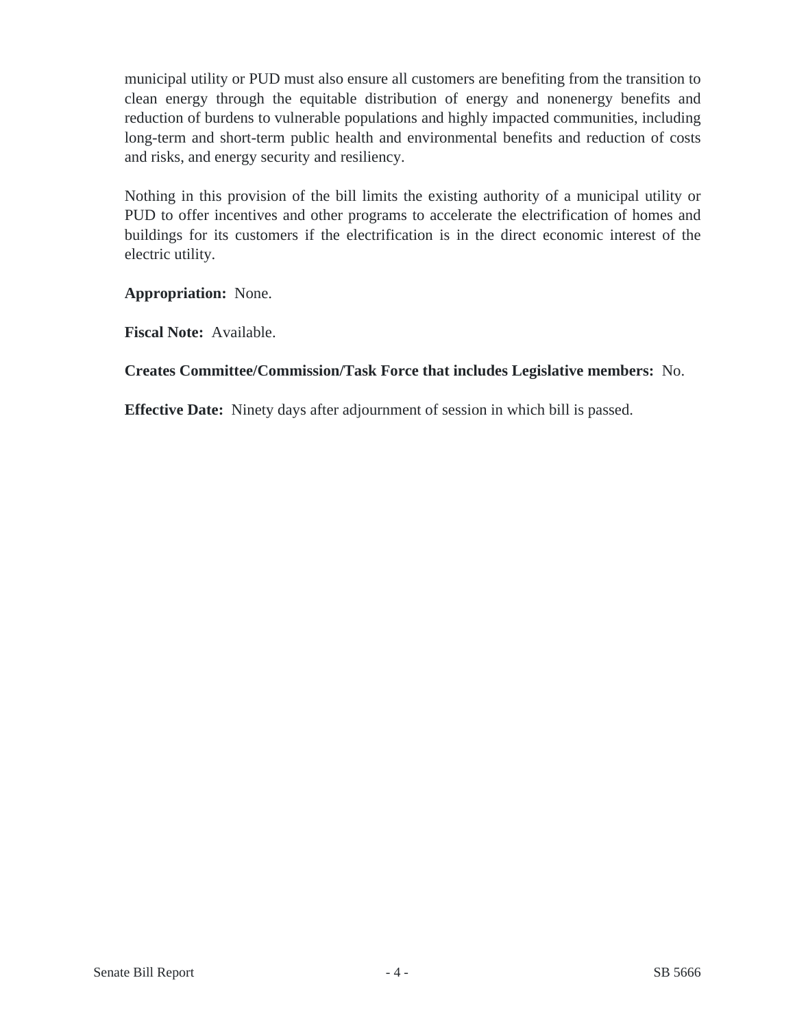municipal utility or PUD must also ensure all customers are benefiting from the transition to clean energy through the equitable distribution of energy and nonenergy benefits and reduction of burdens to vulnerable populations and highly impacted communities, including long-term and short-term public health and environmental benefits and reduction of costs and risks, and energy security and resiliency.

Nothing in this provision of the bill limits the existing authority of a municipal utility or PUD to offer incentives and other programs to accelerate the electrification of homes and buildings for its customers if the electrification is in the direct economic interest of the electric utility.

**Appropriation:** None.

**Fiscal Note:** Available.

**Creates Committee/Commission/Task Force that includes Legislative members:** No.

**Effective Date:** Ninety days after adjournment of session in which bill is passed.